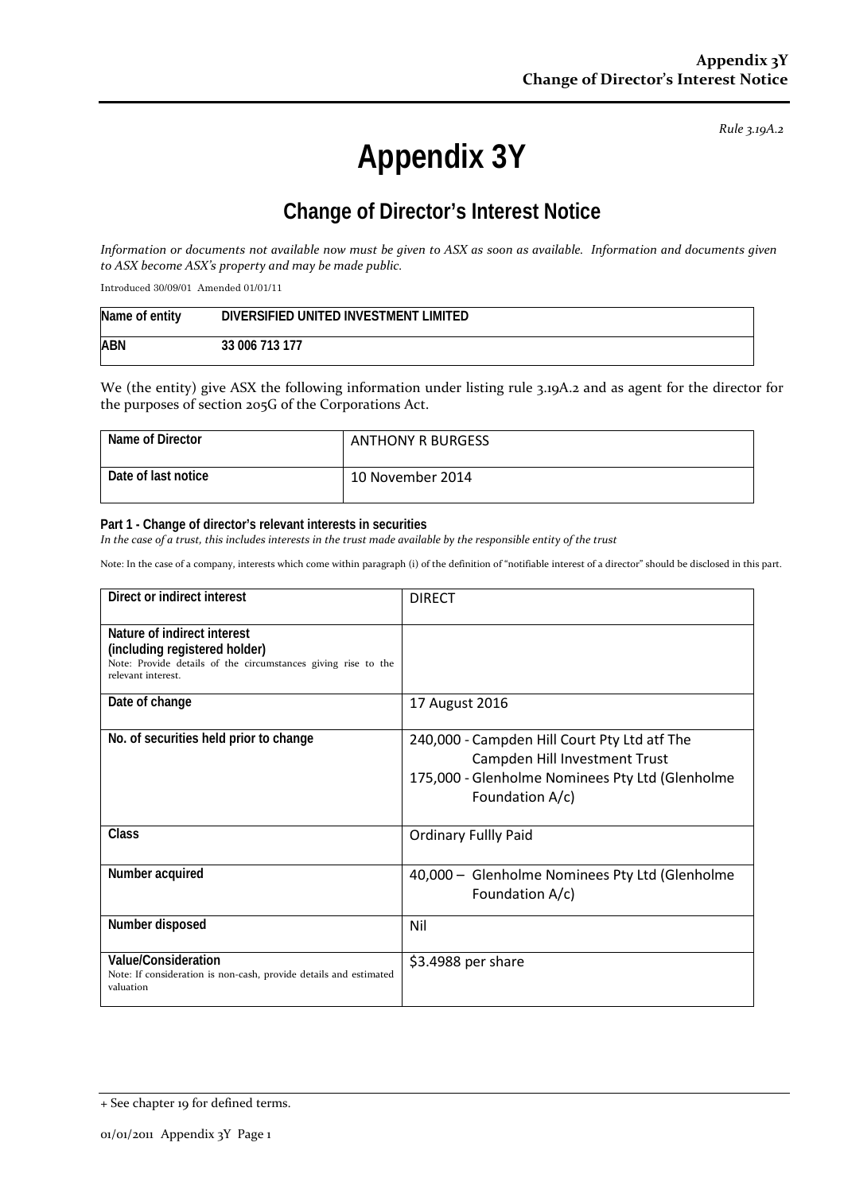*Rule 3.19A.2*

# Appendix 3Y

## Change of Director's Interest Notice

*Information or documents not available now must be given to ASX as soon as available. Information and documents given to ASX become ASX's property and may be made public.*

Introduced 30/09/01 Amended 01/01/11

| Name of entity | DIVERSIFIED UNITED INVESTMENT LIMITED |
|---|---|
| ABN | 33 006 713 177 |

We (the entity) give ASX the following information under listing rule 3.19A.2 and as agent for the director for the purposes of section 205G of the Corporations Act.

| Name of Director | ANTHONY R BURGESS |
|---|---|
| Date of last notice | 10 November 2014 |

**Part 1 - Change of director's relevant interests in securities**

*In the case of a trust, this includes interests in the trust made available by the responsible entity of the trust*

Note: In the case of a company, interests which come within paragraph (i) of the definition of "notifiable interest of a director" should be disclosed in this part.

| Direct or indirect interest | DIRECT |
|---|---|
| **Nature of indirect interest (including registered holder)**<br>Note: Provide details of the circumstances giving rise to the relevant interest. | |
| **Date of change** | 17 August 2016 |
| **No. of securities held prior to change** | 240,000 - Campden Hill Court Pty Ltd atf The Campden Hill Investment Trust<br>175,000 - Glenholme Nominees Pty Ltd (Glenholme Foundation A/c) |
| **Class** | Ordinary Fullly Paid |
| **Number acquired** | 40,000 – Glenholme Nominees Pty Ltd (Glenholme Foundation A/c) |
| **Number disposed** | Nil |
| **Value/Consideration**<br>Note: If consideration is non-cash, provide details and estimated valuation | $3.4988 per share |

+ See chapter 19 for defined terms.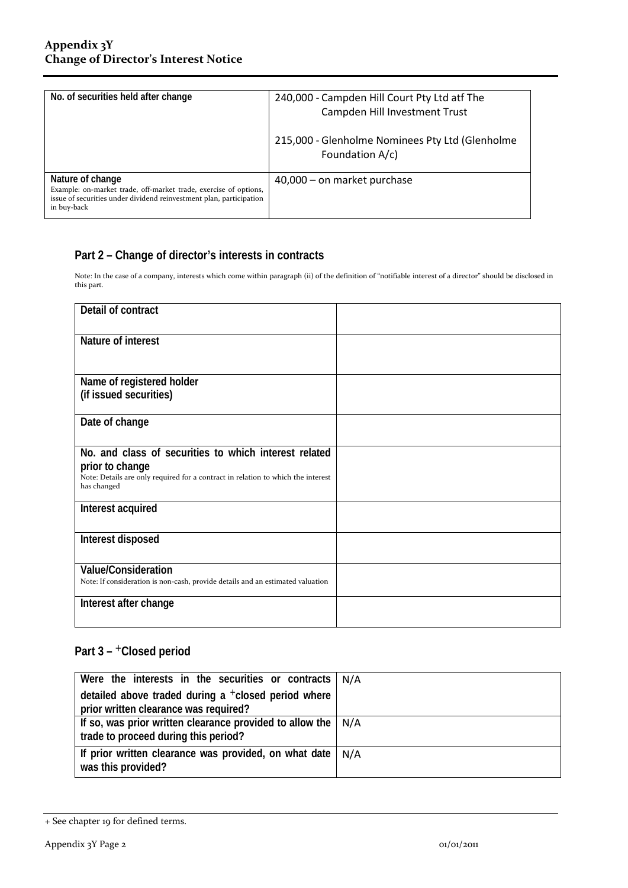| | |
|---|---|
| **No. of securities held after change** | 240,000 - Campden Hill Court Pty Ltd atf The Campden Hill Investment Trust<br><br>215,000 - Glenholme Nominees Pty Ltd (Glenholme Foundation A/c) |
| **Nature of change**<br>Example: on-market trade, off-market trade, exercise of options, issue of securities under dividend reinvestment plan, participation in buy-back | 40,000 – on market purchase |

## Part 2 – Change of director's interests in contracts

Note: In the case of a company, interests which come within paragraph (ii) of the definition of "notifiable interest of a director" should be disclosed in this part.

| | |
|---|---|
| **Detail of contract** | |
| **Nature of interest** | |
| **Name of registered holder (if issued securities)** | |
| **Date of change** | |
| **No. and class of securities to which interest related prior to change**<br>Note: Details are only required for a contract in relation to which the interest has changed | |
| **Interest acquired** | |
| **Interest disposed** | |
| **Value/Consideration**<br>Note: If consideration is non-cash, provide details and an estimated valuation | |
| **Interest after change** | |

## Part 3 – +Closed period

| | |
|---|---|
| **Were the interests in the securities or contracts detailed above traded during a +closed period where prior written clearance was required?** | N/A |
| **If so, was prior written clearance provided to allow the trade to proceed during this period?** | N/A |
| **If prior written clearance was provided, on what date was this provided?** | N/A |

+ See chapter 19 for defined terms.